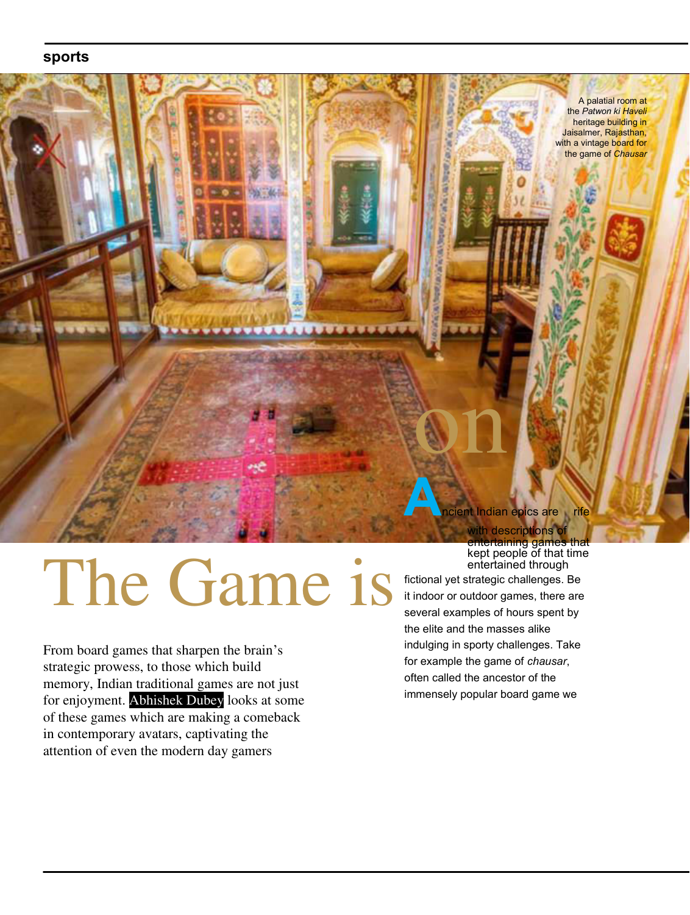sports

A palatial room at the *Patwon ki Haveli* heritage building in Jaisalmer, Rajasthan, with a vintage board for the game of *Chausar*

# The Game is on

From board games that sharpen the brain's strategic prowess, to those which build memory, Indian traditional games are not just for enjoyment. Abhishek Dubey looks at some of these games which are making a comeback in contemporary avatars, captivating the attention of even the modern day gamers

Ancient Indian epics are rife with descriptions of entertaining games that kept people of that time entertained through fictional yet strategic challenges. Be it indoor or outdoor games, there are several examples of hours spent by the elite and the masses alike indulging in sporty challenges. Take for example the game of *chausar*, often called the ancestor of the immensely popular board game we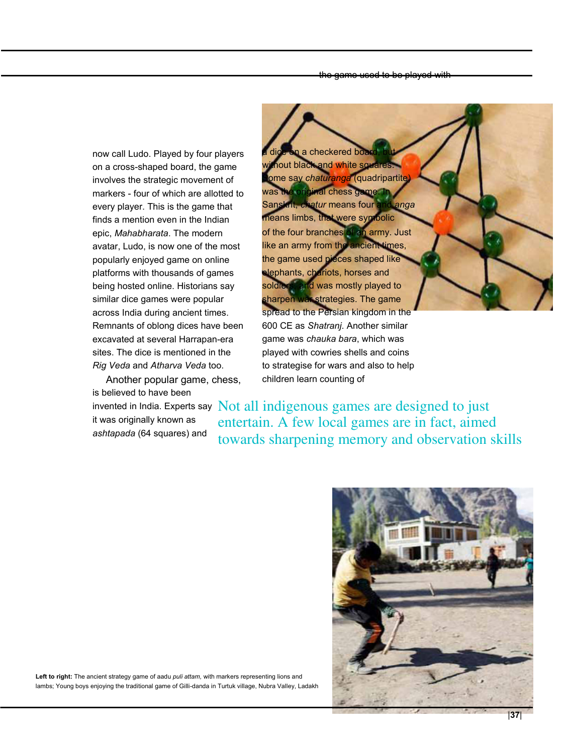the game used to be played with

now call Ludo. Played by four players on a cross-shaped board, the game involves the strategic movement of markers - four of which are allotted to every player. This is the game that finds a mention even in the Indian epic, *Mahabharata*. The modern avatar, Ludo, is now one of the most popularly enjoyed game on online platforms with thousands of games being hosted online. Historians say similar dice games were popular across India during ancient times. Remnants of oblong dices have been excavated at several Harrapan-era sites. The dice is mentioned in the *Rig Veda* and *Atharva Veda* too.

Another popular game, chess, is believed to have been invented in India. Experts say it was originally known as *ashtapada* (64 squares) and

a dice on a checkered board, but without black and white squares. Some say *chaturanga* (quadripartite) was the original chess game. In Sanskrit, *chatur* means four and *anga* means limbs, that were symbolic of the four branches of an army. Just like an army from the ancient times, the game used pieces shaped like elephants, chariots, horses and soldiers, and was mostly played to sharpen war strategies. The game spread to the Persian kingdom in the 600 CE as *Shatranj*. Another similar game was *chauka bara*, which was played with cowries shells and coins to strategise for wars and also to help children learn counting of

Not all indigenous games are designed to just entertain. A few local games are in fact, aimed towards sharpening memory and observation skills

**Left to right:** The ancient strategy game of aadu *puli attam,* with markers representing lions and lambs; Young boys enjoying the traditional game of Gilli-danda in Turtuk village, Nubra Valley, Ladakh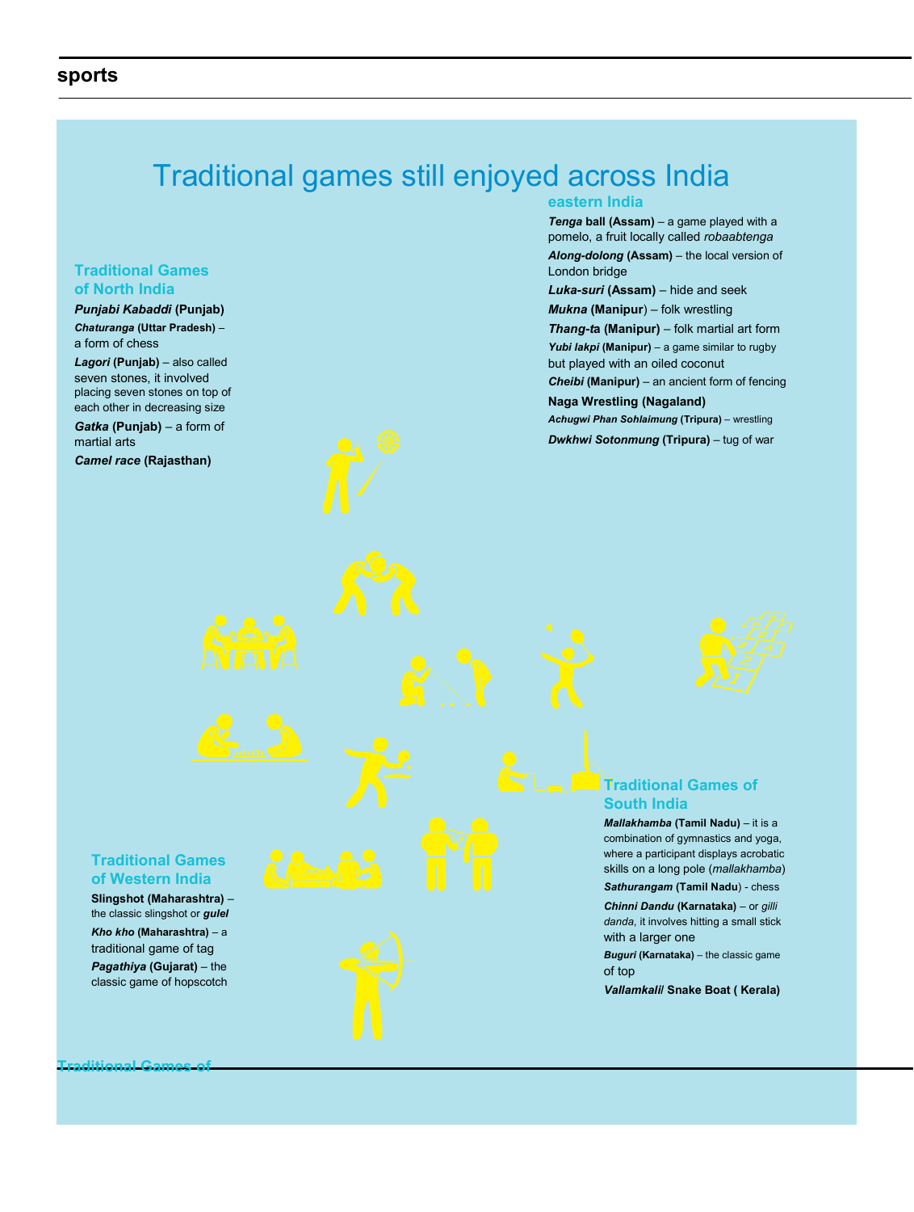# Traditional games still enjoyed across India

## Traditional Games of North India

***Punjabi Kabaddi*** **(Punjab)**

***Chaturanga*** **(Uttar Pradesh)** – a form of chess

***Lagori*** **(Punjab)** – also called seven stones, it involved placing seven stones on top of each other in decreasing size

***Gatka*** **(Punjab)** – a form of martial arts

***Camel race*** **(Rajasthan)**

## eastern India

***Tenga*** **ball (Assam)** – a game played with a pomelo, a fruit locally called *robaabtenga*

***Along-dolong*** **(Assam)** – the local version of London bridge

***Luka-suri*** **(Assam)** – hide and seek

***Mukna*** **(Manipur)** – folk wrestling

***Thang-ta*** **(Manipur)** – folk martial art form

***Yubi lakpi*** **(Manipur)** – a game similar to rugby but played with an oiled coconut

***Cheibi*** **(Manipur)** – an ancient form of fencing

**Naga Wrestling (Nagaland)**

***Achugwi Phan Sohlaimung*** **(Tripura)** – wrestling

***Dwkhwi Sotonmung*** **(Tripura)** – tug of war

## Traditional Games of Western India

**Slingshot (Maharashtra)** – the classic slingshot or ***gulel***

***Kho kho*** **(Maharashtra)** – a traditional game of tag

***Pagathiya*** **(Gujarat)** – the classic game of hopscotch

## Traditional Games of South India

***Mallakhamba*** **(Tamil Nadu)** – it is a combination of gymnastics and yoga, where a participant displays acrobatic skills on a long pole (*mallakhamba*)

***Sathurangam*** **(Tamil Nadu)** - chess

***Chinni Dandu*** **(Karnataka)** – or *gilli danda*, it involves hitting a small stick with a larger one

***Buguri*** **(Karnataka)** – the classic game of top

***Vallamkali***/ **Snake Boat ( Kerala)**

Traditional Games of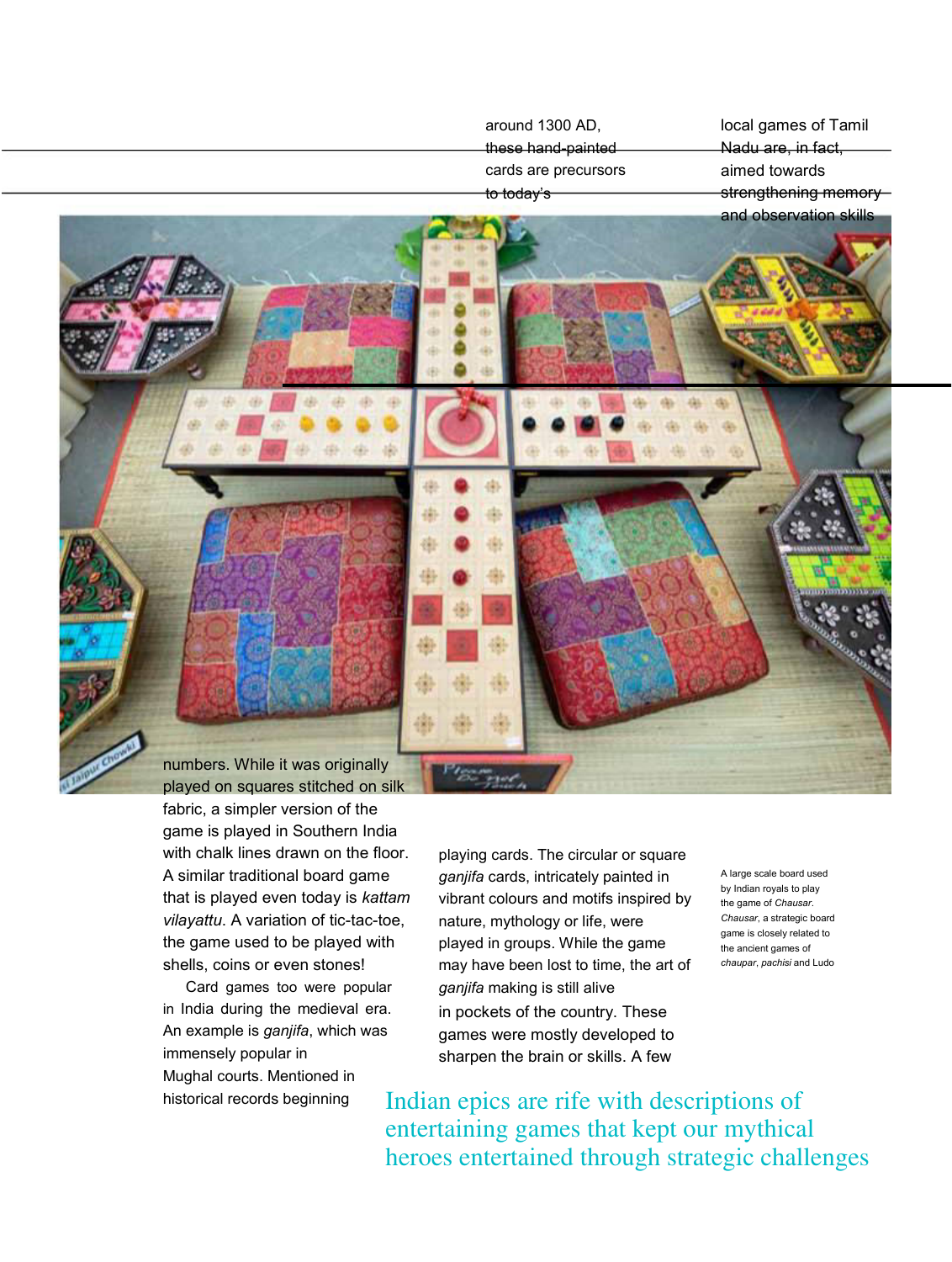around 1300 AD, these hand-painted cards are precursors to today's

local games of Tamil Nadu are, in fact, aimed towards strengthening memory and observation skills

numbers. While it was originally played on squares stitched on silk fabric, a simpler version of the game is played in Southern India with chalk lines drawn on the floor. A similar traditional board game that is played even today is *kattam vilayattu*. A variation of tic-tac-toe, the game used to be played with shells, coins or even stones!

Card games too were popular in India during the medieval era. An example is *ganjifa*, which was immensely popular in Mughal courts. Mentioned in historical records beginning

playing cards. The circular or square *ganjifa* cards, intricately painted in vibrant colours and motifs inspired by nature, mythology or life, were played in groups. While the game may have been lost to time, the art of *ganjifa* making is still alive in pockets of the country. These games were mostly developed to sharpen the brain or skills. A few

A large scale board used by Indian royals to play the game of *Chausar*. *Chausar*, a strategic board game is closely related to the ancient games of *chaupar*, *pachisi* and Ludo

Indian epics are rife with descriptions of entertaining games that kept our mythical heroes entertained through strategic challenges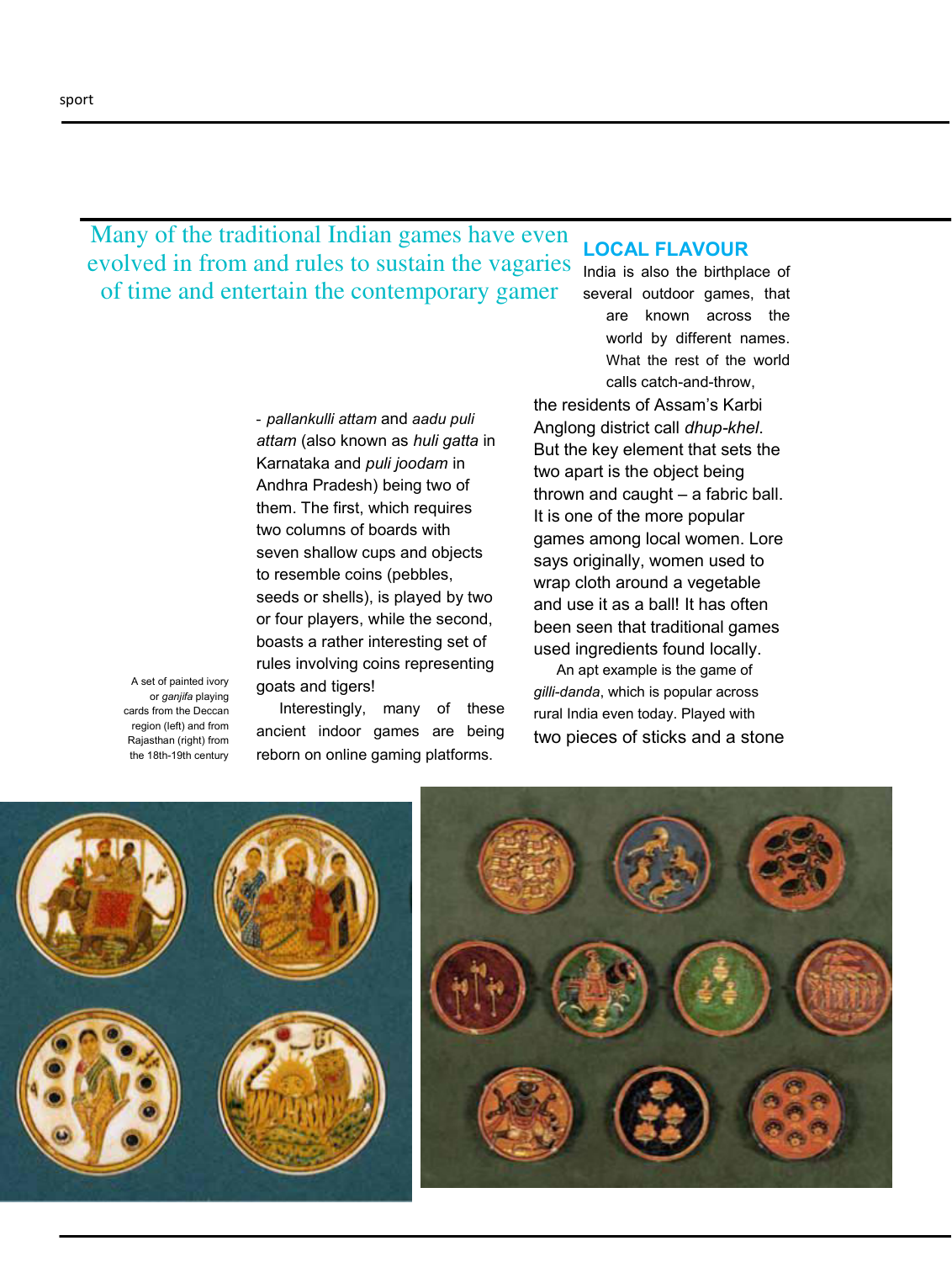> Many of the traditional Indian games have even evolved in from and rules to sustain the vagaries of time and entertain the contemporary gamer

- *pallankulli attam* and *aadu puli attam* (also known as *huli gatta* in Karnataka and *puli joodam* in Andhra Pradesh) being two of them. The first, which requires two columns of boards with seven shallow cups and objects to resemble coins (pebbles, seeds or shells), is played by two or four players, while the second, boasts a rather interesting set of rules involving coins representing goats and tigers!

Interestingly, many of these ancient indoor games are being reborn on online gaming platforms.

A set of painted ivory or *ganjifa* playing cards from the Deccan region (left) and from Rajasthan (right) from the 18th-19th century

## LOCAL FLAVOUR

India is also the birthplace of several outdoor games, that are known across the world by different names. What the rest of the world calls catch-and-throw, the residents of Assam's Karbi Anglong district call *dhup-khel*. But the key element that sets the two apart is the object being thrown and caught – a fabric ball. It is one of the more popular games among local women. Lore says originally, women used to wrap cloth around a vegetable and use it as a ball! It has often been seen that traditional games used ingredients found locally.

An apt example is the game of *gilli-danda*, which is popular across rural India even today. Played with two pieces of sticks and a stone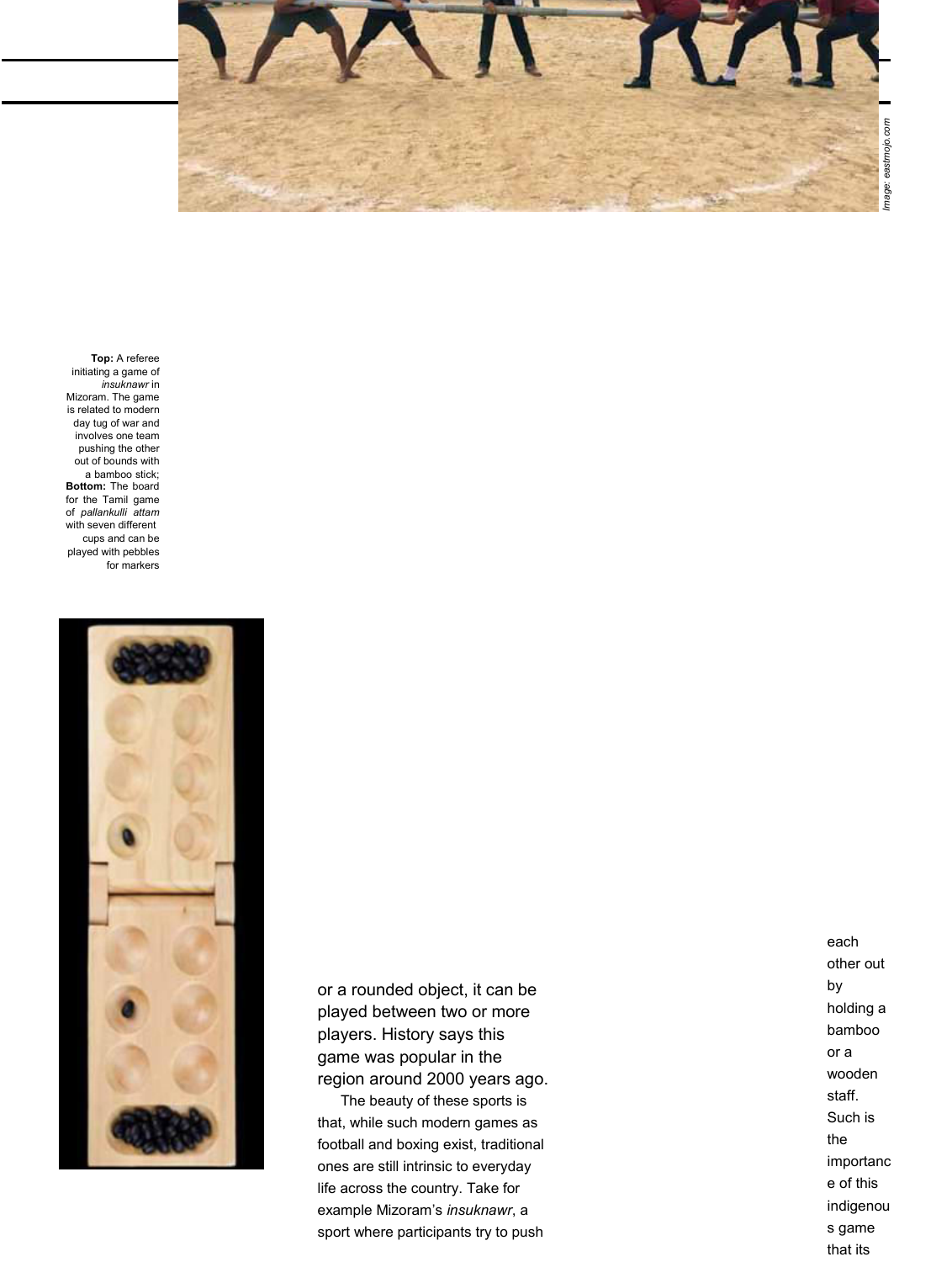Image: eastmojo.com

**Top:** A referee initiating a game of *insuknawr* in Mizoram. The game is related to modern day tug of war and involves one team pushing the other out of bounds with a bamboo stick; **Bottom:** The board for the Tamil game of *pallankulli attam* with seven different cups and can be played with pebbles for markers

or a rounded object, it can be played between two or more players. History says this game was popular in the region around 2000 years ago.

The beauty of these sports is that, while such modern games as football and boxing exist, traditional ones are still intrinsic to everyday life across the country. Take for example Mizoram's *insuknawr*, a sport where participants try to push each other out by holding a bamboo or a wooden staff. Such is the importance of this indigenous game that its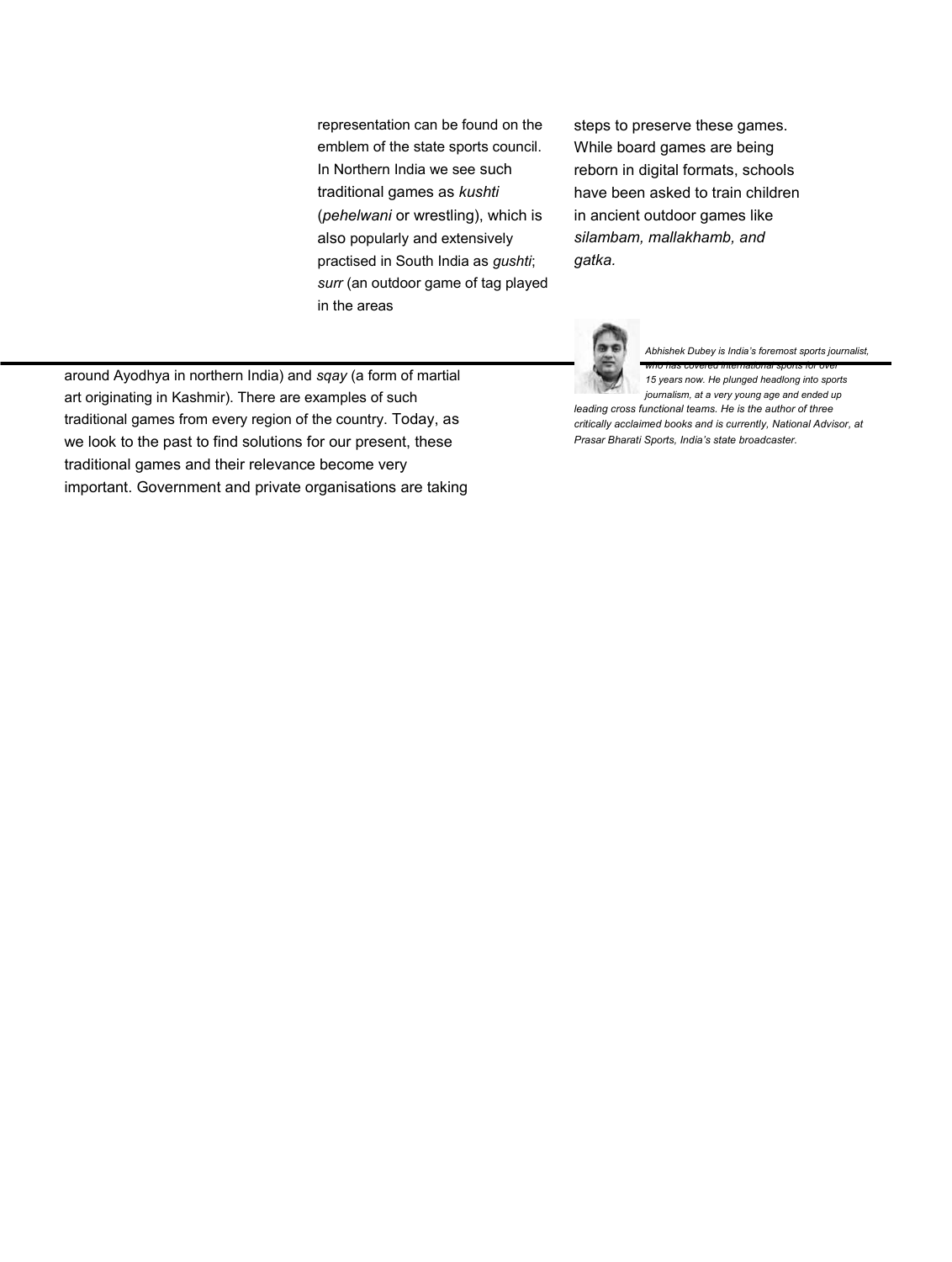representation can be found on the emblem of the state sports council. In Northern India we see such traditional games as *kushti* (*pehelwani* or wrestling), which is also popularly and extensively practised in South India as *gushti*; *surr* (an outdoor game of tag played in the areas around Ayodhya in northern India) and *sqay* (a form of martial art originating in Kashmir). There are examples of such traditional games from every region of the country. Today, as we look to the past to find solutions for our present, these traditional games and their relevance become very important. Government and private organisations are taking steps to preserve these games. While board games are being reborn in digital formats, schools have been asked to train children in ancient outdoor games like *silambam, mallakhamb, and gatka.*

*Abhishek Dubey is India's foremost sports journalist, who has covered international sports for over 15 years now. He plunged headlong into sports journalism, at a very young age and ended up leading cross functional teams. He is the author of three critically acclaimed books and is currently, National Advisor, at Prasar Bharati Sports, India's state broadcaster.*